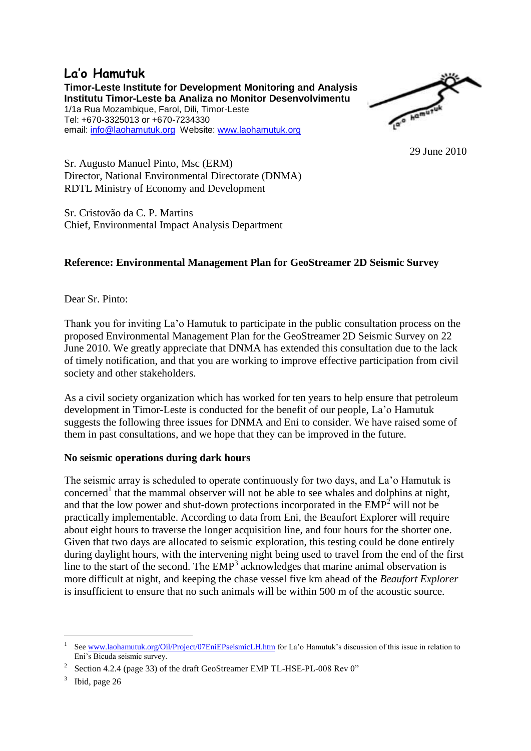# La'o Hamutuk

**Timor-Leste Institute for Development Monitoring and Analysis**
**Institutu Timor-Leste ba Analiza no Monitor Desenvolvimentu**
1/1a Rua Mozambique, Farol, Dili, Timor-Leste
Tel: +670-3325013 or +670-7234330
email: info@laohamutuk.org Website: www.laohamutuk.org

29 June 2010

Sr. Augusto Manuel Pinto, Msc (ERM)
Director, National Environmental Directorate (DNMA)
RDTL Ministry of Economy and Development

Sr. Cristovão da C. P. Martins
Chief, Environmental Impact Analysis Department

**Reference: Environmental Management Plan for GeoStreamer 2D Seismic Survey**

Dear Sr. Pinto:

Thank you for inviting La'o Hamutuk to participate in the public consultation process on the proposed Environmental Management Plan for the GeoStreamer 2D Seismic Survey on 22 June 2010. We greatly appreciate that DNMA has extended this consultation due to the lack of timely notification, and that you are working to improve effective participation from civil society and other stakeholders.

As a civil society organization which has worked for ten years to help ensure that petroleum development in Timor-Leste is conducted for the benefit of our people, La'o Hamutuk suggests the following three issues for DNMA and Eni to consider. We have raised some of them in past consultations, and we hope that they can be improved in the future.

**No seismic operations during dark hours**

The seismic array is scheduled to operate continuously for two days, and La'o Hamutuk is concerned[1] that the mammal observer will not be able to see whales and dolphins at night, and that the low power and shut-down protections incorporated in the EMP[2] will not be practically implementable. According to data from Eni, the Beaufort Explorer will require about eight hours to traverse the longer acquisition line, and four hours for the shorter one. Given that two days are allocated to seismic exploration, this testing could be done entirely during daylight hours, with the intervening night being used to travel from the end of the first line to the start of the second. The EMP[3] acknowledges that marine animal observation is more difficult at night, and keeping the chase vessel five km ahead of the *Beaufort Explorer* is insufficient to ensure that no such animals will be within 500 m of the acoustic source.

---

[1] See www.laohamutuk.org/Oil/Project/07EniEPseismicLH.htm for La'o Hamutuk's discussion of this issue in relation to Eni's Bicuda seismic survey.

[2] Section 4.2.4 (page 33) of the draft GeoStreamer EMP TL-HSE-PL-008 Rev 0"

[3] Ibid, page 26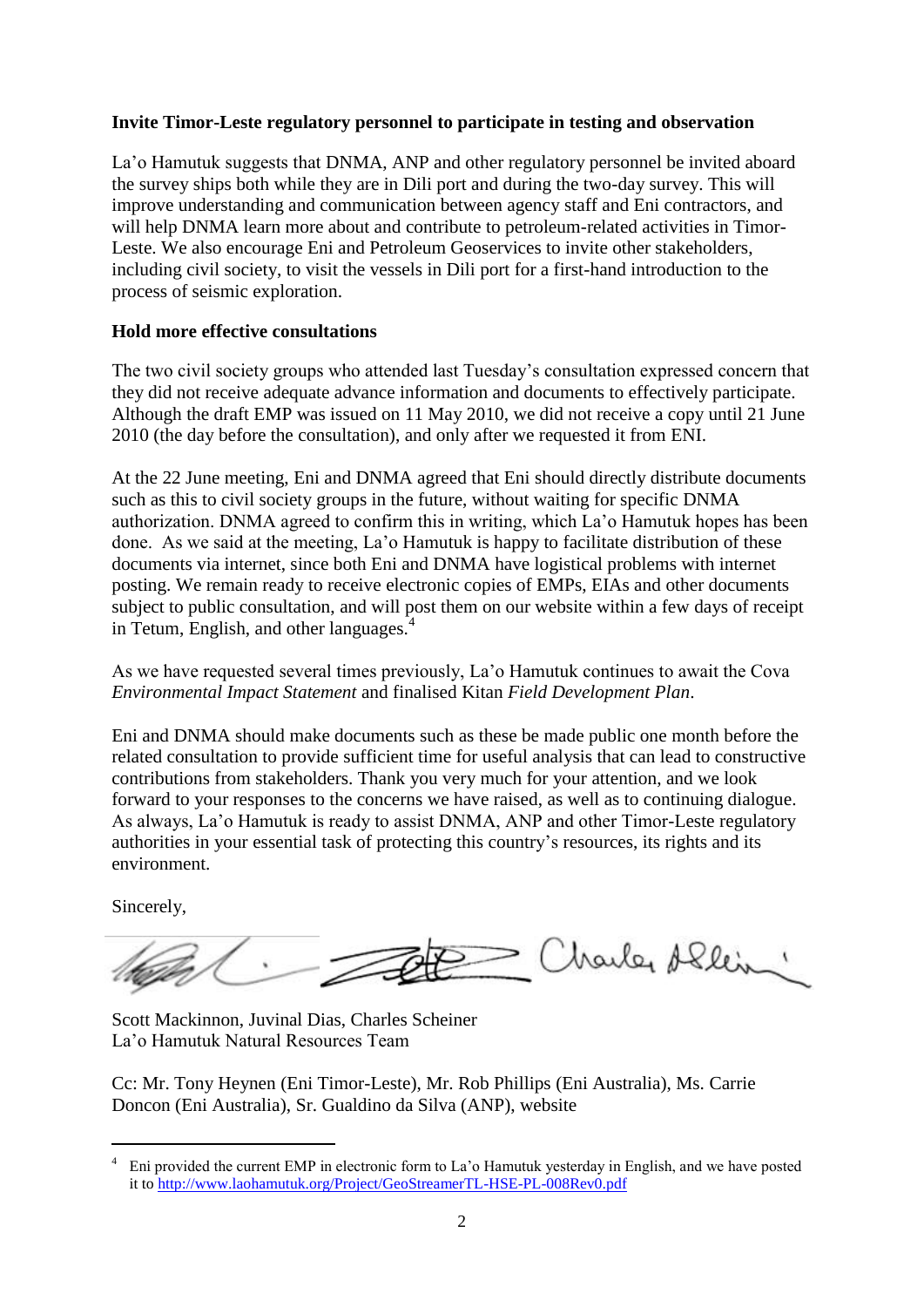**Invite Timor-Leste regulatory personnel to participate in testing and observation**

La'o Hamutuk suggests that DNMA, ANP and other regulatory personnel be invited aboard the survey ships both while they are in Dili port and during the two-day survey. This will improve understanding and communication between agency staff and Eni contractors, and will help DNMA learn more about and contribute to petroleum-related activities in Timor-Leste. We also encourage Eni and Petroleum Geoservices to invite other stakeholders, including civil society, to visit the vessels in Dili port for a first-hand introduction to the process of seismic exploration.

**Hold more effective consultations**

The two civil society groups who attended last Tuesday's consultation expressed concern that they did not receive adequate advance information and documents to effectively participate. Although the draft EMP was issued on 11 May 2010, we did not receive a copy until 21 June 2010 (the day before the consultation), and only after we requested it from ENI.

At the 22 June meeting, Eni and DNMA agreed that Eni should directly distribute documents such as this to civil society groups in the future, without waiting for specific DNMA authorization. DNMA agreed to confirm this in writing, which La'o Hamutuk hopes has been done. As we said at the meeting, La'o Hamutuk is happy to facilitate distribution of these documents via internet, since both Eni and DNMA have logistical problems with internet posting. We remain ready to receive electronic copies of EMPs, EIAs and other documents subject to public consultation, and will post them on our website within a few days of receipt in Tetum, English, and other languages.[4]

As we have requested several times previously, La'o Hamutuk continues to await the Cova *Environmental Impact Statement* and finalised Kitan *Field Development Plan*.

Eni and DNMA should make documents such as these be made public one month before the related consultation to provide sufficient time for useful analysis that can lead to constructive contributions from stakeholders. Thank you very much for your attention, and we look forward to your responses to the concerns we have raised, as well as to continuing dialogue. As always, La'o Hamutuk is ready to assist DNMA, ANP and other Timor-Leste regulatory authorities in your essential task of protecting this country's resources, its rights and its environment.

Sincerely,

Scott Mackinnon, Juvinal Dias, Charles Scheiner
La'o Hamutuk Natural Resources Team

Cc: Mr. Tony Heynen (Eni Timor-Leste), Mr. Rob Phillips (Eni Australia), Ms. Carrie Doncon (Eni Australia), Sr. Gualdino da Silva (ANP), website

---

[4] Eni provided the current EMP in electronic form to La'o Hamutuk yesterday in English, and we have posted it to http://www.laohamutuk.org/Project/GeoStreamerTL-HSE-PL-008Rev0.pdf